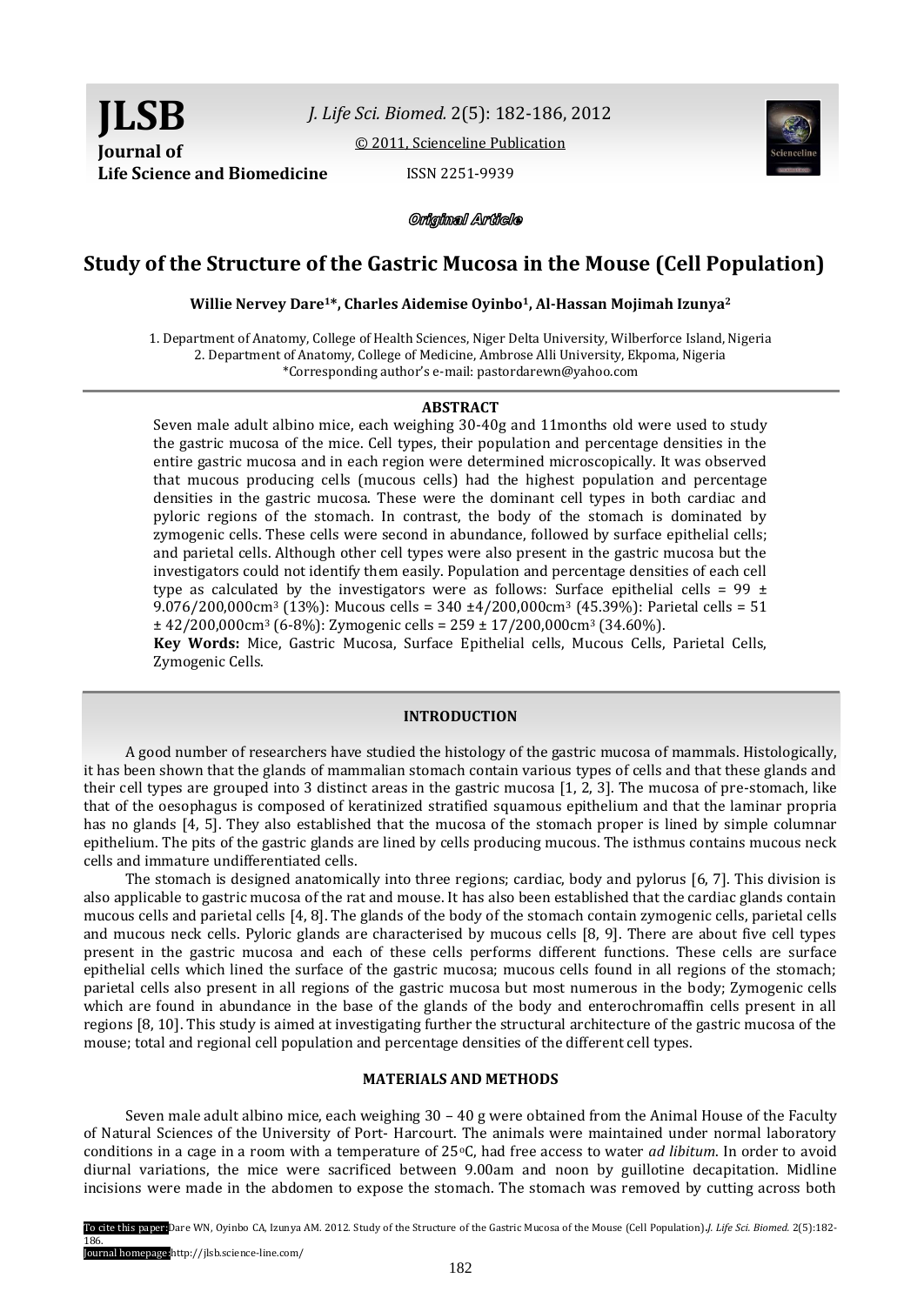**JLSB**
**Journal of Life Science and Biomedicine**

*J. Life Sci. Biomed.* 2(5): 182-186, 2012

© 2011, Scienceline Publication

ISSN 2251-9939

*Original Article*

# Study of the Structure of the Gastric Mucosa in the Mouse (Cell Population)

**Willie Nervey Dare[1]*, Charles Aidemise Oyinbo[1], Al-Hassan Mojimah Izunya[2]**

1. Department of Anatomy, College of Health Sciences, Niger Delta University, Wilberforce Island, Nigeria
2. Department of Anatomy, College of Medicine, Ambrose Alli University, Ekpoma, Nigeria

*Corresponding author's e-mail: pastordarewn@yahoo.com

## ABSTRACT

Seven male adult albino mice, each weighing 30-40g and 11months old were used to study the gastric mucosa of the mice. Cell types, their population and percentage densities in the entire gastric mucosa and in each region were determined microscopically. It was observed that mucous producing cells (mucous cells) had the highest population and percentage densities in the gastric mucosa. These were the dominant cell types in both cardiac and pyloric regions of the stomach. In contrast, the body of the stomach is dominated by zymogenic cells. These cells were second in abundance, followed by surface epithelial cells; and parietal cells. Although other cell types were also present in the gastric mucosa but the investigators could not identify them easily. Population and percentage densities of each cell type as calculated by the investigators were as follows: Surface epithelial cells = 99 ± 9.076/200,000cm$^3$ (13%): Mucous cells = 340 ±4/200,000cm$^3$ (45.39%): Parietal cells = 51 ± 42/200,000cm$^3$ (6-8%): Zymogenic cells = 259 ± 17/200,000cm$^3$ (34.60%).

**Key Words:** Mice, Gastric Mucosa, Surface Epithelial cells, Mucous Cells, Parietal Cells, Zymogenic Cells.

## INTRODUCTION

A good number of researchers have studied the histology of the gastric mucosa of mammals. Histologically, it has been shown that the glands of mammalian stomach contain various types of cells and that these glands and their cell types are grouped into 3 distinct areas in the gastric mucosa [1, 2, 3]. The mucosa of pre-stomach, like that of the oesophagus is composed of keratinized stratified squamous epithelium and that the laminar propria has no glands [4, 5]. They also established that the mucosa of the stomach proper is lined by simple columnar epithelium. The pits of the gastric glands are lined by cells producing mucous. The isthmus contains mucous neck cells and immature undifferentiated cells.

The stomach is designed anatomically into three regions; cardiac, body and pylorus [6, 7]. This division is also applicable to gastric mucosa of the rat and mouse. It has also been established that the cardiac glands contain mucous cells and parietal cells [4, 8]. The glands of the body of the stomach contain zymogenic cells, parietal cells and mucous neck cells. Pyloric glands are characterised by mucous cells [8, 9]. There are about five cell types present in the gastric mucosa and each of these cells performs different functions. These cells are surface epithelial cells which lined the surface of the gastric mucosa; mucous cells found in all regions of the stomach; parietal cells also present in all regions of the gastric mucosa but most numerous in the body; Zymogenic cells which are found in abundance in the base of the glands of the body and enterochromaffin cells present in all regions [8, 10]. This study is aimed at investigating further the structural architecture of the gastric mucosa of the mouse; total and regional cell population and percentage densities of the different cell types.

## MATERIALS AND METHODS

Seven male adult albino mice, each weighing 30 – 40 g were obtained from the Animal House of the Faculty of Natural Sciences of the University of Port- Harcourt. The animals were maintained under normal laboratory conditions in a cage in a room with a temperature of 25°C, had free access to water *ad libitum*. In order to avoid diurnal variations, the mice were sacrificed between 9.00am and noon by guillotine decapitation. Midline incisions were made in the abdomen to expose the stomach. The stomach was removed by cutting across both

To cite this paper: Dare WN, Oyinbo CA, Izunya AM. 2012. Study of the Structure of the Gastric Mucosa of the Mouse (Cell Population). *J. Life Sci. Biomed.* 2(5):182-186.
Journal homepage: http://jlsb.science-line.com/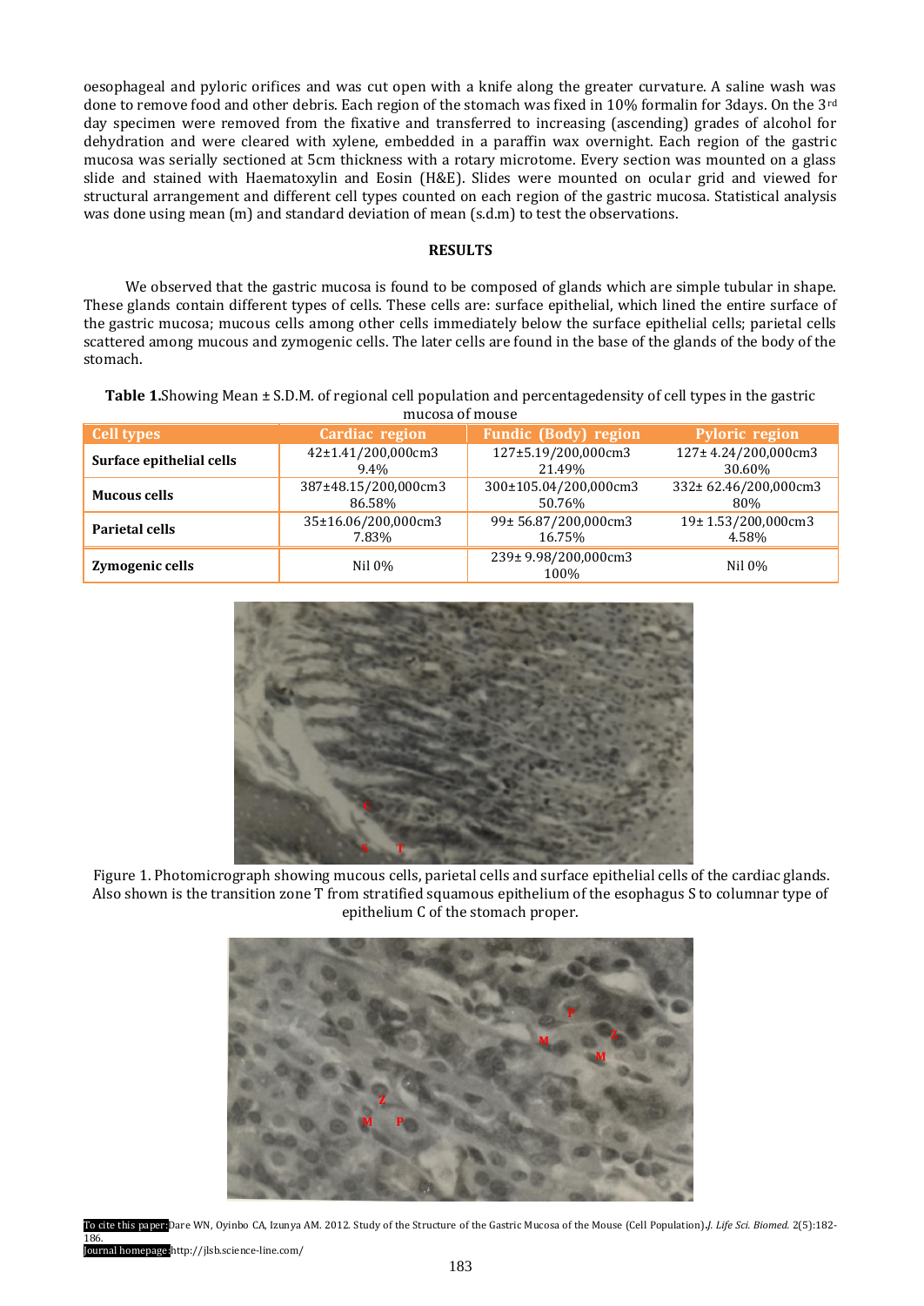oesophageal and pyloric orifices and was cut open with a knife along the greater curvature. A saline wash was done to remove food and other debris. Each region of the stomach was fixed in 10% formalin for 3days. On the 3rd day specimen were removed from the fixative and transferred to increasing (ascending) grades of alcohol for dehydration and were cleared with xylene, embedded in a paraffin wax overnight. Each region of the gastric mucosa was serially sectioned at 5cm thickness with a rotary microtome. Every section was mounted on a glass slide and stained with Haematoxylin and Eosin (H&E). Slides were mounted on ocular grid and viewed for structural arrangement and different cell types counted on each region of the gastric mucosa. Statistical analysis was done using mean (m) and standard deviation of mean (s.d.m) to test the observations.

## RESULTS

We observed that the gastric mucosa is found to be composed of glands which are simple tubular in shape. These glands contain different types of cells. These cells are: surface epithelial, which lined the entire surface of the gastric mucosa; mucous cells among other cells immediately below the surface epithelial cells; parietal cells scattered among mucous and zymogenic cells. The later cells are found in the base of the glands of the body of the stomach.

**Table 1.**Showing Mean ± S.D.M. of regional cell population and percentagedensity of cell types in the gastric mucosa of mouse

| Cell types | Cardiac region | Fundic (Body) region | Pyloric region |
|---|---|---|---|
| **Surface epithelial cells** | 42±1.41/200,000cm3 9.4% | 127±5.19/200,000cm3 21.49% | 127± 4.24/200,000cm3 30.60% |
| **Mucous cells** | 387±48.15/200,000cm3 86.58% | 300±105.04/200,000cm3 50.76% | 332± 62.46/200,000cm3 80% |
| **Parietal cells** | 35±16.06/200,000cm3 7.83% | 99± 56.87/200,000cm3 16.75% | 19± 1.53/200,000cm3 4.58% |
| **Zymogenic cells** | Nil 0% | 239± 9.98/200,000cm3 100% | Nil 0% |

Figure 1. Photomicrograph showing mucous cells, parietal cells and surface epithelial cells of the cardiac glands. Also shown is the transition zone T from stratified squamous epithelium of the esophagus S to columnar type of epithelium C of the stomach proper.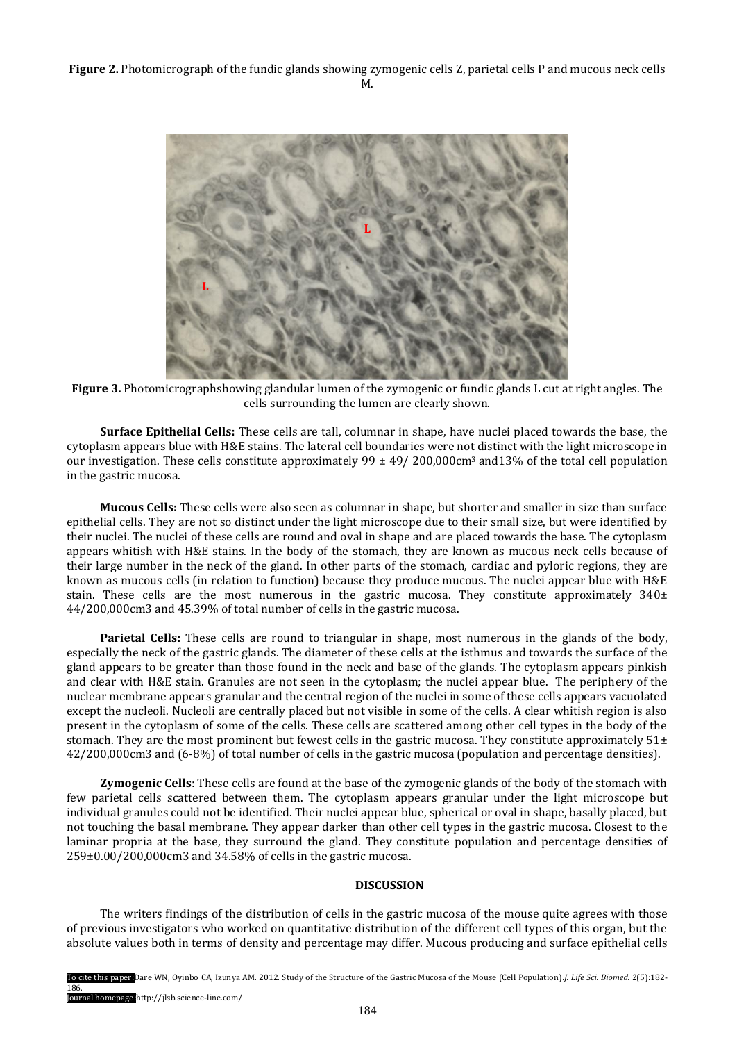**Figure 2.** Photomicrograph of the fundic glands showing zymogenic cells Z, parietal cells P and mucous neck cells M.

L

L

**Figure 3.** Photomicrographshowing glandular lumen of the zymogenic or fundic glands L cut at right angles. The cells surrounding the lumen are clearly shown.

**Surface Epithelial Cells:** These cells are tall, columnar in shape, have nuclei placed towards the base, the cytoplasm appears blue with H&E stains. The lateral cell boundaries were not distinct with the light microscope in our investigation. These cells constitute approximately 99 ± 49/ 200,000cm$^3$ and13% of the total cell population in the gastric mucosa.

**Mucous Cells:** These cells were also seen as columnar in shape, but shorter and smaller in size than surface epithelial cells. They are not so distinct under the light microscope due to their small size, but were identified by their nuclei. The nuclei of these cells are round and oval in shape and are placed towards the base. The cytoplasm appears whitish with H&E stains. In the body of the stomach, they are known as mucous neck cells because of their large number in the neck of the gland. In other parts of the stomach, cardiac and pyloric regions, they are known as mucous cells (in relation to function) because they produce mucous. The nuclei appear blue with H&E stain. These cells are the most numerous in the gastric mucosa. They constitute approximately 340± 44/200,000cm3 and 45.39% of total number of cells in the gastric mucosa.

**Parietal Cells:** These cells are round to triangular in shape, most numerous in the glands of the body, especially the neck of the gastric glands. The diameter of these cells at the isthmus and towards the surface of the gland appears to be greater than those found in the neck and base of the glands. The cytoplasm appears pinkish and clear with H&E stain. Granules are not seen in the cytoplasm; the nuclei appear blue. The periphery of the nuclear membrane appears granular and the central region of the nuclei in some of these cells appears vacuolated except the nucleoli. Nucleoli are centrally placed but not visible in some of the cells. A clear whitish region is also present in the cytoplasm of some of the cells. These cells are scattered among other cell types in the body of the stomach. They are the most prominent but fewest cells in the gastric mucosa. They constitute approximately 51± 42/200,000cm3 and (6-8%) of total number of cells in the gastric mucosa (population and percentage densities).

**Zymogenic Cells**: These cells are found at the base of the zymogenic glands of the body of the stomach with few parietal cells scattered between them. The cytoplasm appears granular under the light microscope but individual granules could not be identified. Their nuclei appear blue, spherical or oval in shape, basally placed, but not touching the basal membrane. They appear darker than other cell types in the gastric mucosa. Closest to the laminar propria at the base, they surround the gland. They constitute population and percentage densities of 259±0.00/200,000cm3 and 34.58% of cells in the gastric mucosa.

## DISCUSSION

The writers findings of the distribution of cells in the gastric mucosa of the mouse quite agrees with those of previous investigators who worked on quantitative distribution of the different cell types of this organ, but the absolute values both in terms of density and percentage may differ. Mucous producing and surface epithelial cells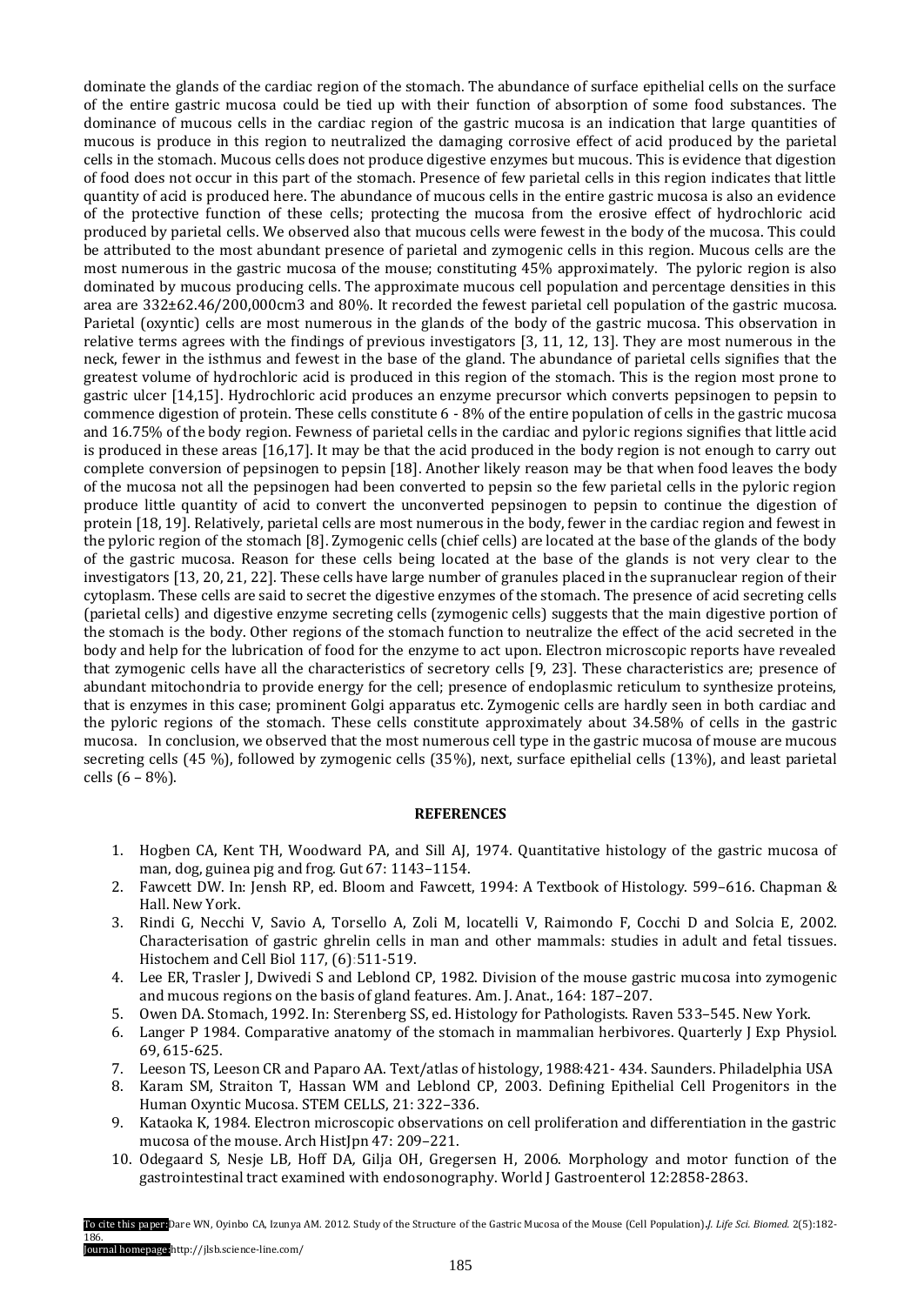dominate the glands of the cardiac region of the stomach. The abundance of surface epithelial cells on the surface of the entire gastric mucosa could be tied up with their function of absorption of some food substances. The dominance of mucous cells in the cardiac region of the gastric mucosa is an indication that large quantities of mucous is produce in this region to neutralized the damaging corrosive effect of acid produced by the parietal cells in the stomach. Mucous cells does not produce digestive enzymes but mucous. This is evidence that digestion of food does not occur in this part of the stomach. Presence of few parietal cells in this region indicates that little quantity of acid is produced here. The abundance of mucous cells in the entire gastric mucosa is also an evidence of the protective function of these cells; protecting the mucosa from the erosive effect of hydrochloric acid produced by parietal cells. We observed also that mucous cells were fewest in the body of the mucosa. This could be attributed to the most abundant presence of parietal and zymogenic cells in this region. Mucous cells are the most numerous in the gastric mucosa of the mouse; constituting 45% approximately. The pyloric region is also dominated by mucous producing cells. The approximate mucous cell population and percentage densities in this area are 332±62.46/200,000cm3 and 80%. It recorded the fewest parietal cell population of the gastric mucosa. Parietal (oxyntic) cells are most numerous in the glands of the body of the gastric mucosa. This observation in relative terms agrees with the findings of previous investigators [3, 11, 12, 13]. They are most numerous in the neck, fewer in the isthmus and fewest in the base of the gland. The abundance of parietal cells signifies that the greatest volume of hydrochloric acid is produced in this region of the stomach. This is the region most prone to gastric ulcer [14,15]. Hydrochloric acid produces an enzyme precursor which converts pepsinogen to pepsin to commence digestion of protein. These cells constitute 6 - 8% of the entire population of cells in the gastric mucosa and 16.75% of the body region. Fewness of parietal cells in the cardiac and pyloric regions signifies that little acid is produced in these areas [16,17]. It may be that the acid produced in the body region is not enough to carry out complete conversion of pepsinogen to pepsin [18]. Another likely reason may be that when food leaves the body of the mucosa not all the pepsinogen had been converted to pepsin so the few parietal cells in the pyloric region produce little quantity of acid to convert the unconverted pepsinogen to pepsin to continue the digestion of protein [18, 19]. Relatively, parietal cells are most numerous in the body, fewer in the cardiac region and fewest in the pyloric region of the stomach [8]. Zymogenic cells (chief cells) are located at the base of the glands of the body of the gastric mucosa. Reason for these cells being located at the base of the glands is not very clear to the investigators [13, 20, 21, 22]. These cells have large number of granules placed in the supranuclear region of their cytoplasm. These cells are said to secret the digestive enzymes of the stomach. The presence of acid secreting cells (parietal cells) and digestive enzyme secreting cells (zymogenic cells) suggests that the main digestive portion of the stomach is the body. Other regions of the stomach function to neutralize the effect of the acid secreted in the body and help for the lubrication of food for the enzyme to act upon. Electron microscopic reports have revealed that zymogenic cells have all the characteristics of secretory cells [9, 23]. These characteristics are; presence of abundant mitochondria to provide energy for the cell; presence of endoplasmic reticulum to synthesize proteins, that is enzymes in this case; prominent Golgi apparatus etc. Zymogenic cells are hardly seen in both cardiac and the pyloric regions of the stomach. These cells constitute approximately about 34.58% of cells in the gastric mucosa. In conclusion, we observed that the most numerous cell type in the gastric mucosa of mouse are mucous secreting cells (45 %), followed by zymogenic cells (35%), next, surface epithelial cells (13%), and least parietal cells (6 – 8%).

## REFERENCES

1. Hogben CA, Kent TH, Woodward PA, and Sill AJ, 1974. Quantitative histology of the gastric mucosa of man, dog, guinea pig and frog. Gut 67: 1143–1154.
2. Fawcett DW. In: Jensh RP, ed. Bloom and Fawcett, 1994: A Textbook of Histology. 599–616. Chapman & Hall. New York.
3. Rindi G, Necchi V, Savio A, Torsello A, Zoli M, locatelli V, Raimondo F, Cocchi D and Solcia E, 2002. Characterisation of gastric ghrelin cells in man and other mammals: studies in adult and fetal tissues. Histochem and Cell Biol 117, (6):511-519.
4. Lee ER, Trasler J, Dwivedi S and Leblond CP, 1982. Division of the mouse gastric mucosa into zymogenic and mucous regions on the basis of gland features. Am. J. Anat., 164: 187–207.
5. Owen DA. Stomach, 1992. In: Sterenberg SS, ed. Histology for Pathologists. Raven 533–545. New York.
6. Langer P 1984. Comparative anatomy of the stomach in mammalian herbivores. Quarterly J Exp Physiol. 69, 615-625.
7. Leeson TS, Leeson CR and Paparo AA. Text/atlas of histology, 1988:421- 434. Saunders. Philadelphia USA
8. Karam SM, Straiton T, Hassan WM and Leblond CP, 2003. Defining Epithelial Cell Progenitors in the Human Oxyntic Mucosa. STEM CELLS, 21: 322–336.
9. Kataoka K, 1984. Electron microscopic observations on cell proliferation and differentiation in the gastric mucosa of the mouse. Arch HistJpn 47: 209–221.
10. Odegaard S, Nesje LB, Hoff DA, Gilja OH, Gregersen H, 2006. Morphology and motor function of the gastrointestinal tract examined with endosonography. World J Gastroenterol 12:2858-2863.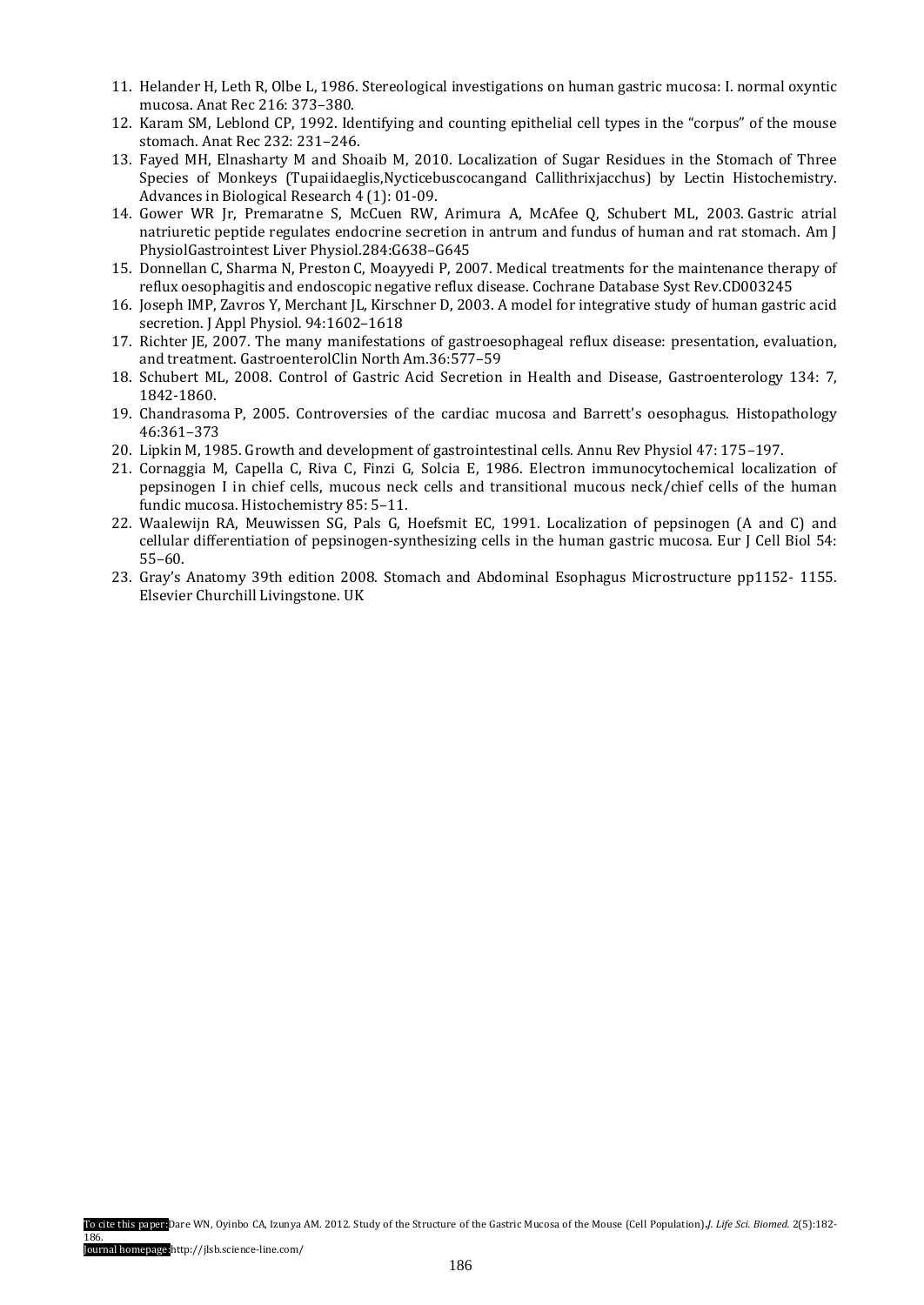11. Helander H, Leth R, Olbe L, 1986. Stereological investigations on human gastric mucosa: I. normal oxyntic mucosa. Anat Rec 216: 373–380.
12. Karam SM, Leblond CP, 1992. Identifying and counting epithelial cell types in the "corpus" of the mouse stomach. Anat Rec 232: 231–246.
13. Fayed MH, Elnasharty M and Shoaib M, 2010. Localization of Sugar Residues in the Stomach of Three Species of Monkeys (Tupaiidaeglis,Nycticebuscocangand Callithrixjacchus) by Lectin Histochemistry. Advances in Biological Research 4 (1): 01-09.
14. Gower WR Jr, Premaratne S, McCuen RW, Arimura A, McAfee Q, Schubert ML, 2003. Gastric atrial natriuretic peptide regulates endocrine secretion in antrum and fundus of human and rat stomach. Am J PhysiolGastrointest Liver Physiol.284:G638–G645
15. Donnellan C, Sharma N, Preston C, Moayyedi P, 2007. Medical treatments for the maintenance therapy of reflux oesophagitis and endoscopic negative reflux disease. Cochrane Database Syst Rev.CD003245
16. Joseph IMP, Zavros Y, Merchant JL, Kirschner D, 2003. A model for integrative study of human gastric acid secretion. J Appl Physiol. 94:1602–1618
17. Richter JE, 2007. The many manifestations of gastroesophageal reflux disease: presentation, evaluation, and treatment. GastroenterolClin North Am.36:577–59
18. Schubert ML, 2008. Control of Gastric Acid Secretion in Health and Disease, Gastroenterology 134: 7, 1842-1860.
19. Chandrasoma P, 2005. Controversies of the cardiac mucosa and Barrett's oesophagus. Histopathology 46:361–373
20. Lipkin M, 1985. Growth and development of gastrointestinal cells. Annu Rev Physiol 47: 175–197.
21. Cornaggia M, Capella C, Riva C, Finzi G, Solcia E, 1986. Electron immunocytochemical localization of pepsinogen I in chief cells, mucous neck cells and transitional mucous neck/chief cells of the human fundic mucosa. Histochemistry 85: 5–11.
22. Waalewijn RA, Meuwissen SG, Pals G, Hoefsmit EC, 1991. Localization of pepsinogen (A and C) and cellular differentiation of pepsinogen-synthesizing cells in the human gastric mucosa. Eur J Cell Biol 54: 55–60.
23. Gray's Anatomy 39th edition 2008. Stomach and Abdominal Esophagus Microstructure pp1152- 1155. Elsevier Churchill Livingstone. UK